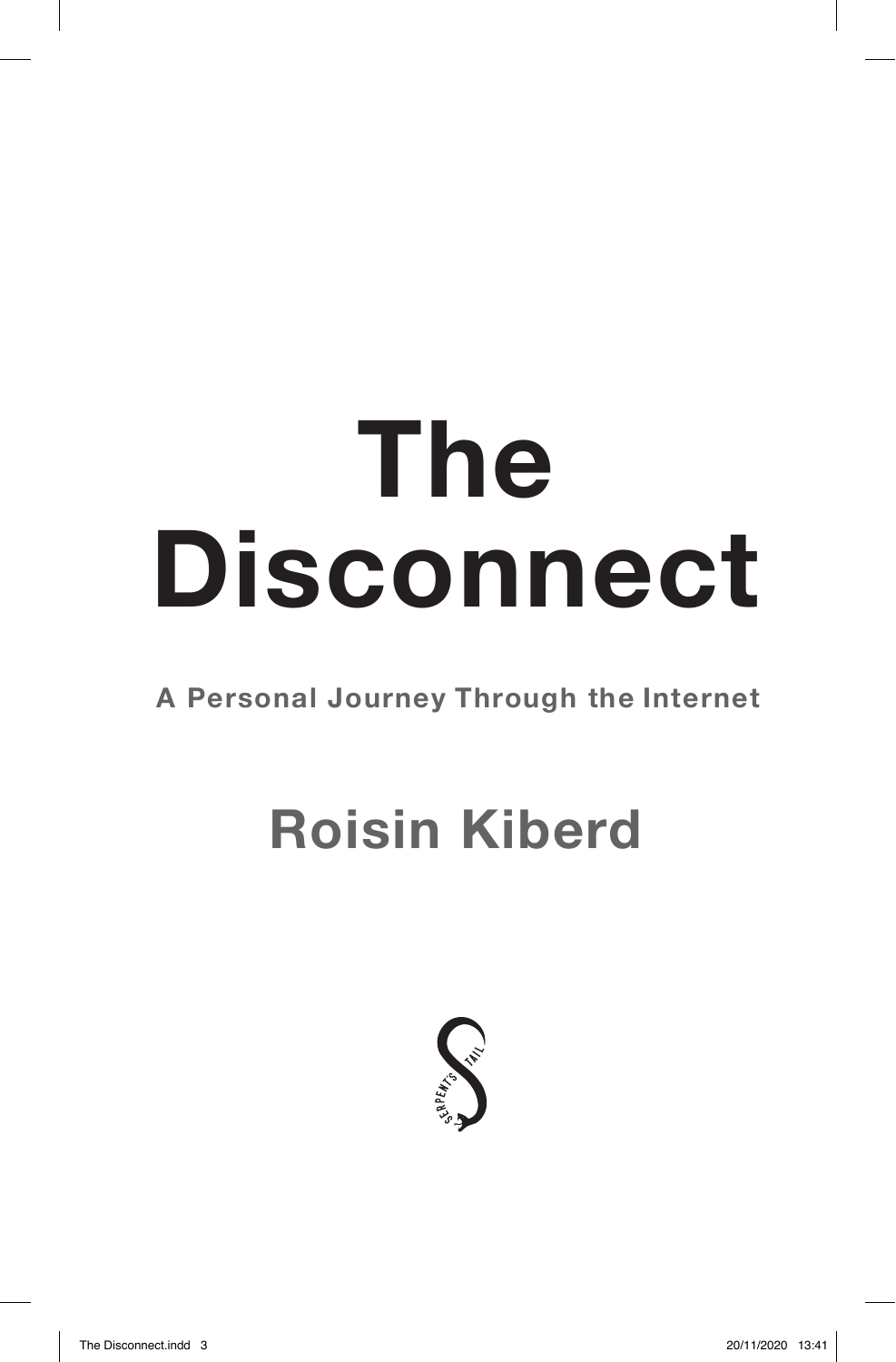# The Disconnect

**A Personal Journey Through the Internet**

## Roisin Kiberd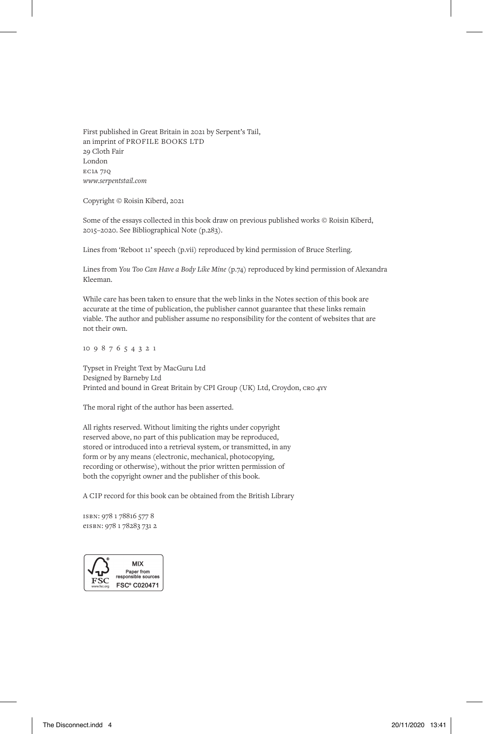First published in Great Britain in 2021 by Serpent's Tail,
an imprint of PROFILE BOOKS LTD
29 Cloth Fair
London
EC1A 7JQ
*www.serpentstail.com*

Copyright © Roisin Kiberd, 2021

Some of the essays collected in this book draw on previous published works © Roisin Kiberd, 2015–2020. See Bibliographical Note (p.283).

Lines from 'Reboot 11' speech (p.vii) reproduced by kind permission of Bruce Sterling.

Lines from *You Too Can Have a Body Like Mine* (p.74) reproduced by kind permission of Alexandra Kleeman.

While care has been taken to ensure that the web links in the Notes section of this book are accurate at the time of publication, the publisher cannot guarantee that these links remain viable. The author and publisher assume no responsibility for the content of websites that are not their own.

10 9 8 7 6 5 4 3 2 1

Typeset in Freight Text by MacGuru Ltd
Designed by Barneby Ltd
Printed and bound in Great Britain by CPI Group (UK) Ltd, Croydon, CR0 4YY

The moral right of the author has been asserted.

All rights reserved. Without limiting the rights under copyright reserved above, no part of this publication may be reproduced, stored or introduced into a retrieval system, or transmitted, in any form or by any means (electronic, mechanical, photocopying, recording or otherwise), without the prior written permission of both the copyright owner and the publisher of this book.

A CIP record for this book can be obtained from the British Library

ISBN: 978 1 78816 577 8
eISBN: 978 1 78283 731 2

MIX
Paper from responsible sources
FSC® C020471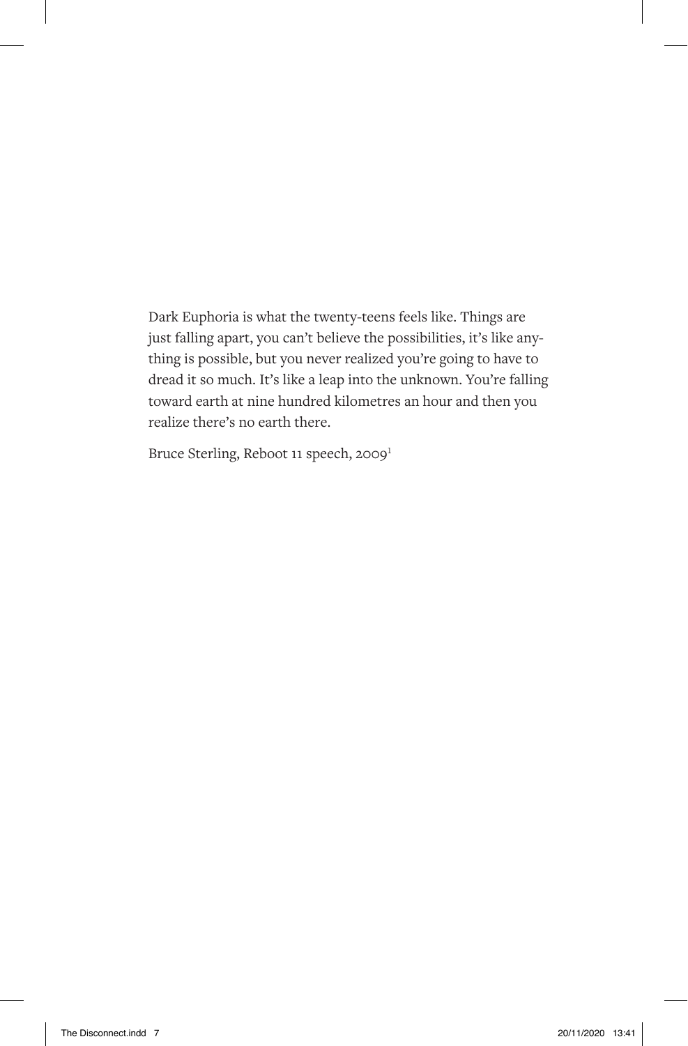Dark Euphoria is what the twenty-teens feels like. Things are just falling apart, you can't believe the possibilities, it's like anything is possible, but you never realized you're going to have to dread it so much. It's like a leap into the unknown. You're falling toward earth at nine hundred kilometres an hour and then you realize there's no earth there.

Bruce Sterling, Reboot 11 speech, 2009[1]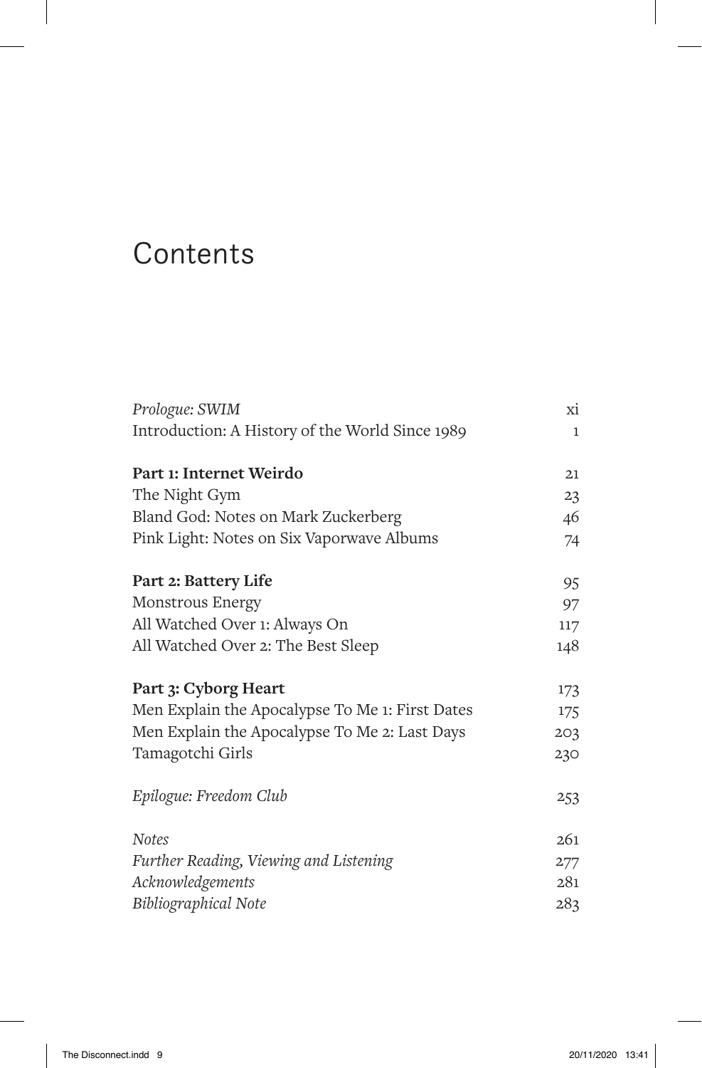# Contents

| | |
|---|---|
| *Prologue: SWIM* | xi |
| Introduction: A History of the World Since 1989 | 1 |
| **Part 1: Internet Weirdo** | 21 |
| The Night Gym | 23 |
| Bland God: Notes on Mark Zuckerberg | 46 |
| Pink Light: Notes on Six Vaporwave Albums | 74 |
| **Part 2: Battery Life** | 95 |
| Monstrous Energy | 97 |
| All Watched Over 1: Always On | 117 |
| All Watched Over 2: The Best Sleep | 148 |
| **Part 3: Cyborg Heart** | 173 |
| Men Explain the Apocalypse To Me 1: First Dates | 175 |
| Men Explain the Apocalypse To Me 2: Last Days | 203 |
| Tamagotchi Girls | 230 |
| *Epilogue: Freedom Club* | 253 |
| *Notes* | 261 |
| *Further Reading, Viewing and Listening* | 277 |
| *Acknowledgements* | 281 |
| *Bibliographical Note* | 283 |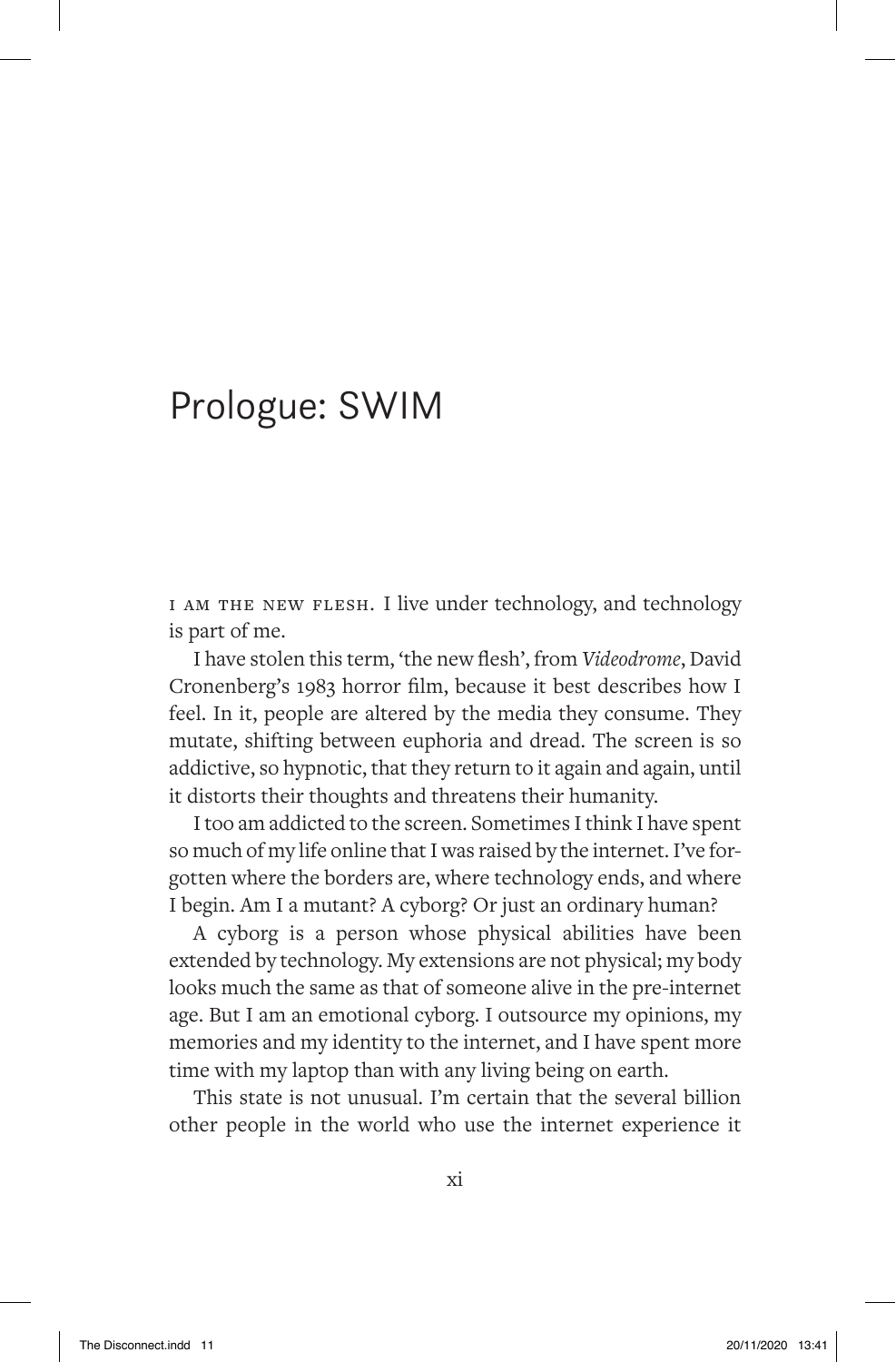# Prologue: SWIM

I AM THE NEW FLESH. I live under technology, and technology is part of me.

I have stolen this term, 'the new flesh', from *Videodrome*, David Cronenberg's 1983 horror film, because it best describes how I feel. In it, people are altered by the media they consume. They mutate, shifting between euphoria and dread. The screen is so addictive, so hypnotic, that they return to it again and again, until it distorts their thoughts and threatens their humanity.

I too am addicted to the screen. Sometimes I think I have spent so much of my life online that I was raised by the internet. I've forgotten where the borders are, where technology ends, and where I begin. Am I a mutant? A cyborg? Or just an ordinary human?

A cyborg is a person whose physical abilities have been extended by technology. My extensions are not physical; my body looks much the same as that of someone alive in the pre-internet age. But I am an emotional cyborg. I outsource my opinions, my memories and my identity to the internet, and I have spent more time with my laptop than with any living being on earth.

This state is not unusual. I'm certain that the several billion other people in the world who use the internet experience it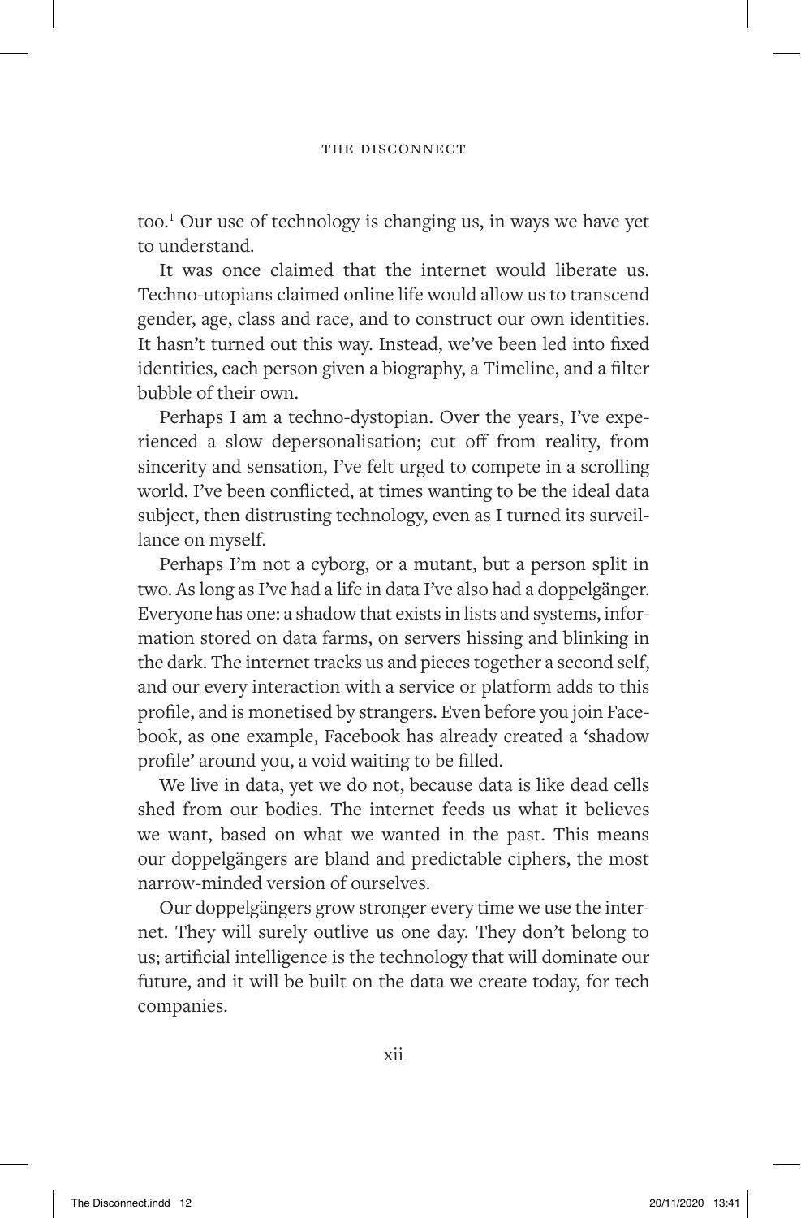too.[1] Our use of technology is changing us, in ways we have yet to understand.

It was once claimed that the internet would liberate us. Techno-utopians claimed online life would allow us to transcend gender, age, class and race, and to construct our own identities. It hasn't turned out this way. Instead, we've been led into fixed identities, each person given a biography, a Timeline, and a filter bubble of their own.

Perhaps I am a techno-dystopian. Over the years, I've experienced a slow depersonalisation; cut off from reality, from sincerity and sensation, I've felt urged to compete in a scrolling world. I've been conflicted, at times wanting to be the ideal data subject, then distrusting technology, even as I turned its surveillance on myself.

Perhaps I'm not a cyborg, or a mutant, but a person split in two. As long as I've had a life in data I've also had a doppelgänger. Everyone has one: a shadow that exists in lists and systems, information stored on data farms, on servers hissing and blinking in the dark. The internet tracks us and pieces together a second self, and our every interaction with a service or platform adds to this profile, and is monetised by strangers. Even before you join Facebook, as one example, Facebook has already created a 'shadow profile' around you, a void waiting to be filled.

We live in data, yet we do not, because data is like dead cells shed from our bodies. The internet feeds us what it believes we want, based on what we wanted in the past. This means our doppelgängers are bland and predictable ciphers, the most narrow-minded version of ourselves.

Our doppelgängers grow stronger every time we use the internet. They will surely outlive us one day. They don't belong to us; artificial intelligence is the technology that will dominate our future, and it will be built on the data we create today, for tech companies.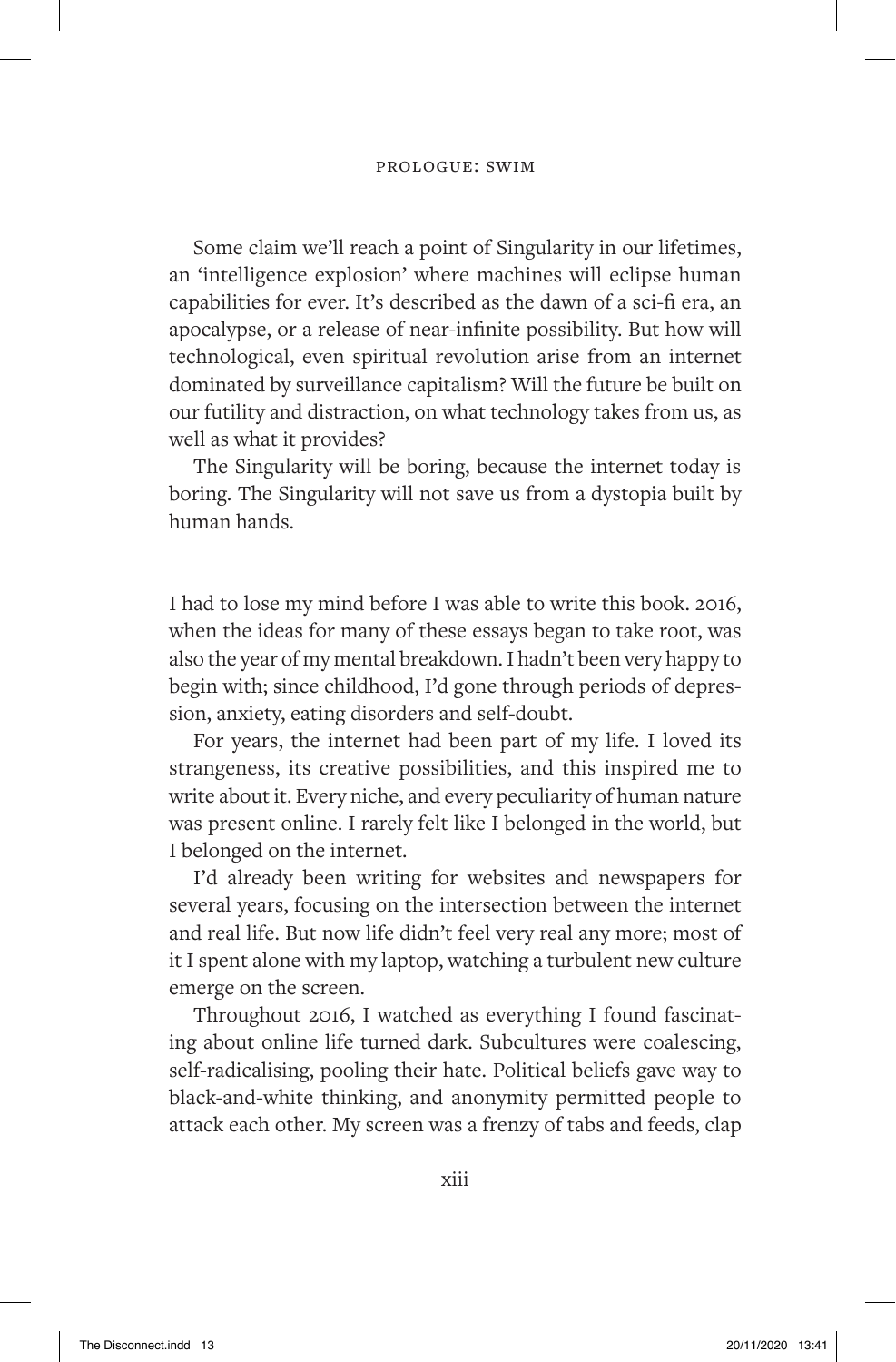Some claim we'll reach a point of Singularity in our lifetimes, an 'intelligence explosion' where machines will eclipse human capabilities for ever. It's described as the dawn of a sci-fi era, an apocalypse, or a release of near-infinite possibility. But how will technological, even spiritual revolution arise from an internet dominated by surveillance capitalism? Will the future be built on our futility and distraction, on what technology takes from us, as well as what it provides?

The Singularity will be boring, because the internet today is boring. The Singularity will not save us from a dystopia built by human hands.

I had to lose my mind before I was able to write this book. 2016, when the ideas for many of these essays began to take root, was also the year of my mental breakdown. I hadn't been very happy to begin with; since childhood, I'd gone through periods of depression, anxiety, eating disorders and self-doubt.

For years, the internet had been part of my life. I loved its strangeness, its creative possibilities, and this inspired me to write about it. Every niche, and every peculiarity of human nature was present online. I rarely felt like I belonged in the world, but I belonged on the internet.

I'd already been writing for websites and newspapers for several years, focusing on the intersection between the internet and real life. But now life didn't feel very real any more; most of it I spent alone with my laptop, watching a turbulent new culture emerge on the screen.

Throughout 2016, I watched as everything I found fascinating about online life turned dark. Subcultures were coalescing, self-radicalising, pooling their hate. Political beliefs gave way to black-and-white thinking, and anonymity permitted people to attack each other. My screen was a frenzy of tabs and feeds, clap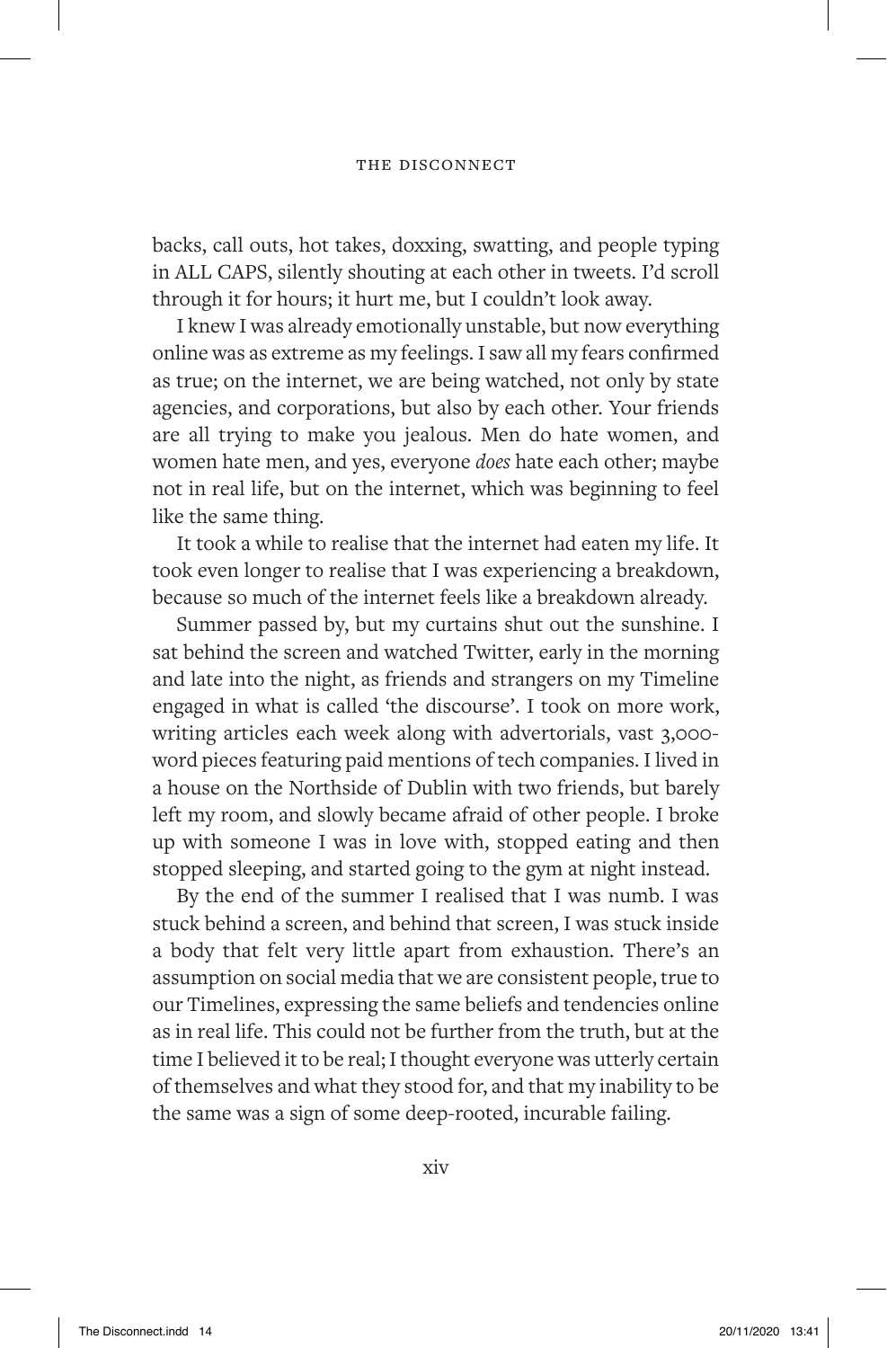backs, call outs, hot takes, doxxing, swatting, and people typing in ALL CAPS, silently shouting at each other in tweets. I'd scroll through it for hours; it hurt me, but I couldn't look away.

I knew I was already emotionally unstable, but now everything online was as extreme as my feelings. I saw all my fears confirmed as true; on the internet, we are being watched, not only by state agencies, and corporations, but also by each other. Your friends are all trying to make you jealous. Men do hate women, and women hate men, and yes, everyone *does* hate each other; maybe not in real life, but on the internet, which was beginning to feel like the same thing.

It took a while to realise that the internet had eaten my life. It took even longer to realise that I was experiencing a breakdown, because so much of the internet feels like a breakdown already.

Summer passed by, but my curtains shut out the sunshine. I sat behind the screen and watched Twitter, early in the morning and late into the night, as friends and strangers on my Timeline engaged in what is called 'the discourse'. I took on more work, writing articles each week along with advertorials, vast 3,000-word pieces featuring paid mentions of tech companies. I lived in a house on the Northside of Dublin with two friends, but barely left my room, and slowly became afraid of other people. I broke up with someone I was in love with, stopped eating and then stopped sleeping, and started going to the gym at night instead.

By the end of the summer I realised that I was numb. I was stuck behind a screen, and behind that screen, I was stuck inside a body that felt very little apart from exhaustion. There's an assumption on social media that we are consistent people, true to our Timelines, expressing the same beliefs and tendencies online as in real life. This could not be further from the truth, but at the time I believed it to be real; I thought everyone was utterly certain of themselves and what they stood for, and that my inability to be the same was a sign of some deep-rooted, incurable failing.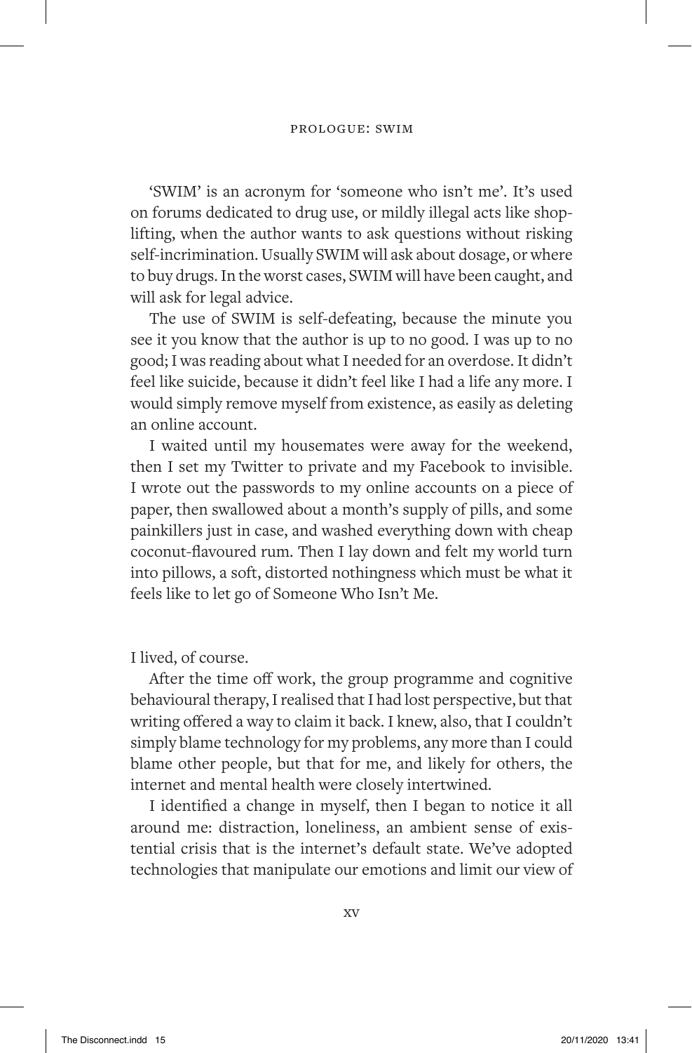'SWIM' is an acronym for 'someone who isn't me'. It's used on forums dedicated to drug use, or mildly illegal acts like shoplifting, when the author wants to ask questions without risking self-incrimination. Usually SWIM will ask about dosage, or where to buy drugs. In the worst cases, SWIM will have been caught, and will ask for legal advice.

The use of SWIM is self-defeating, because the minute you see it you know that the author is up to no good. I was up to no good; I was reading about what I needed for an overdose. It didn't feel like suicide, because it didn't feel like I had a life any more. I would simply remove myself from existence, as easily as deleting an online account.

I waited until my housemates were away for the weekend, then I set my Twitter to private and my Facebook to invisible. I wrote out the passwords to my online accounts on a piece of paper, then swallowed about a month's supply of pills, and some painkillers just in case, and washed everything down with cheap coconut-flavoured rum. Then I lay down and felt my world turn into pillows, a soft, distorted nothingness which must be what it feels like to let go of Someone Who Isn't Me.

I lived, of course.

After the time off work, the group programme and cognitive behavioural therapy, I realised that I had lost perspective, but that writing offered a way to claim it back. I knew, also, that I couldn't simply blame technology for my problems, any more than I could blame other people, but that for me, and likely for others, the internet and mental health were closely intertwined.

I identified a change in myself, then I began to notice it all around me: distraction, loneliness, an ambient sense of existential crisis that is the internet's default state. We've adopted technologies that manipulate our emotions and limit our view of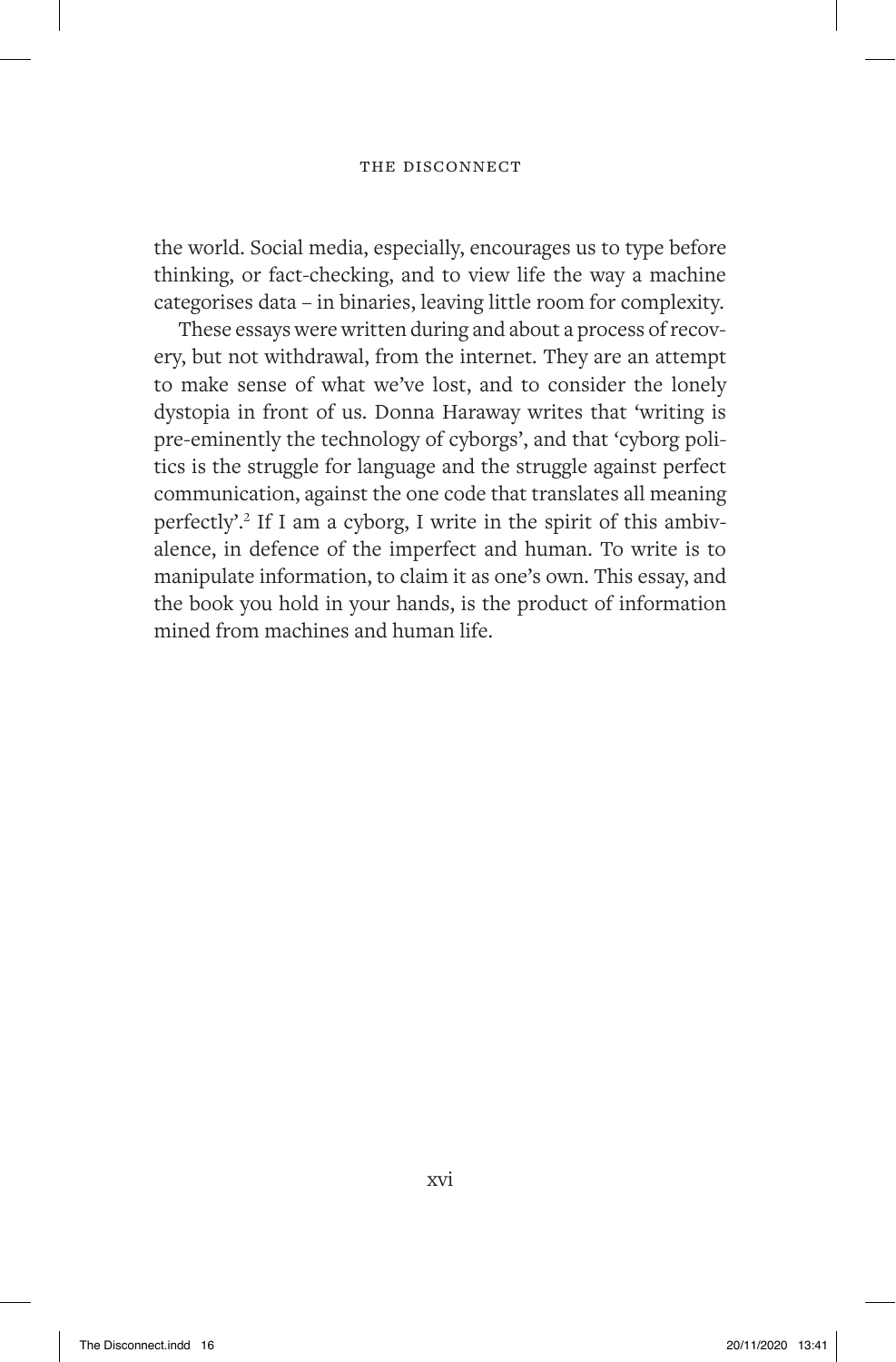the world. Social media, especially, encourages us to type before thinking, or fact-checking, and to view life the way a machine categorises data – in binaries, leaving little room for complexity.

These essays were written during and about a process of recovery, but not withdrawal, from the internet. They are an attempt to make sense of what we've lost, and to consider the lonely dystopia in front of us. Donna Haraway writes that 'writing is pre-eminently the technology of cyborgs', and that 'cyborg politics is the struggle for language and the struggle against perfect communication, against the one code that translates all meaning perfectly'.[2] If I am a cyborg, I write in the spirit of this ambivalence, in defence of the imperfect and human. To write is to manipulate information, to claim it as one's own. This essay, and the book you hold in your hands, is the product of information mined from machines and human life.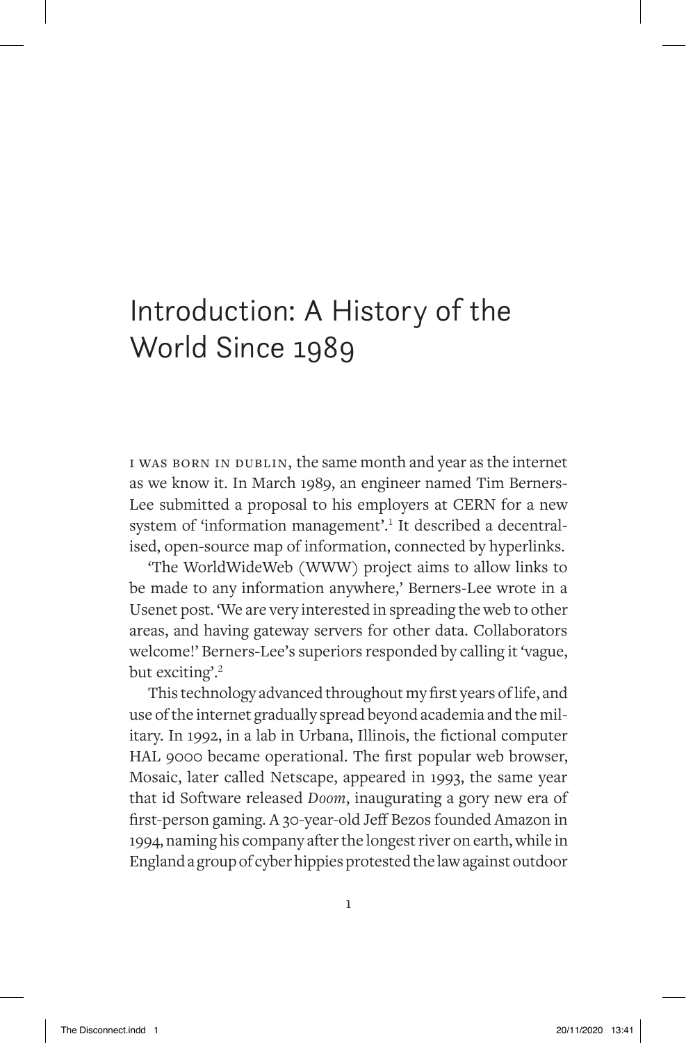# Introduction: A History of the World Since 1989

I was born in Dublin, the same month and year as the internet as we know it. In March 1989, an engineer named Tim Berners-Lee submitted a proposal to his employers at CERN for a new system of 'information management'.[1] It described a decentralised, open-source map of information, connected by hyperlinks.

'The WorldWideWeb (WWW) project aims to allow links to be made to any information anywhere,' Berners-Lee wrote in a Usenet post. 'We are very interested in spreading the web to other areas, and having gateway servers for other data. Collaborators welcome!' Berners-Lee's superiors responded by calling it 'vague, but exciting'.[2]

This technology advanced throughout my first years of life, and use of the internet gradually spread beyond academia and the military. In 1992, in a lab in Urbana, Illinois, the fictional computer HAL 9000 became operational. The first popular web browser, Mosaic, later called Netscape, appeared in 1993, the same year that id Software released *Doom*, inaugurating a gory new era of first-person gaming. A 30-year-old Jeff Bezos founded Amazon in 1994, naming his company after the longest river on earth, while in England a group of cyber hippies protested the law against outdoor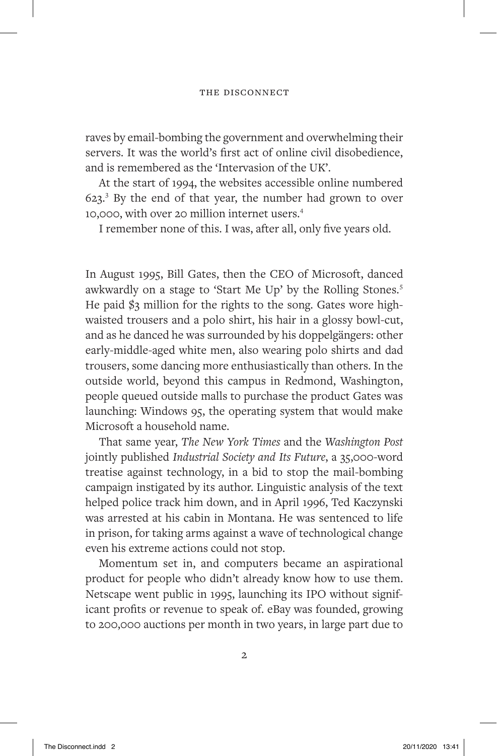raves by email-bombing the government and overwhelming their servers. It was the world's first act of online civil disobedience, and is remembered as the 'Intervasion of the UK'.

At the start of 1994, the websites accessible online numbered 623.[3] By the end of that year, the number had grown to over 10,000, with over 20 million internet users.[4]

I remember none of this. I was, after all, only five years old.

In August 1995, Bill Gates, then the CEO of Microsoft, danced awkwardly on a stage to 'Start Me Up' by the Rolling Stones.[5] He paid $3 million for the rights to the song. Gates wore high-waisted trousers and a polo shirt, his hair in a glossy bowl-cut, and as he danced he was surrounded by his doppelgängers: other early-middle-aged white men, also wearing polo shirts and dad trousers, some dancing more enthusiastically than others. In the outside world, beyond this campus in Redmond, Washington, people queued outside malls to purchase the product Gates was launching: Windows 95, the operating system that would make Microsoft a household name.

That same year, *The New York Times* and the *Washington Post* jointly published *Industrial Society and Its Future*, a 35,000-word treatise against technology, in a bid to stop the mail-bombing campaign instigated by its author. Linguistic analysis of the text helped police track him down, and in April 1996, Ted Kaczynski was arrested at his cabin in Montana. He was sentenced to life in prison, for taking arms against a wave of technological change even his extreme actions could not stop.

Momentum set in, and computers became an aspirational product for people who didn't already know how to use them. Netscape went public in 1995, launching its IPO without significant profits or revenue to speak of. eBay was founded, growing to 200,000 auctions per month in two years, in large part due to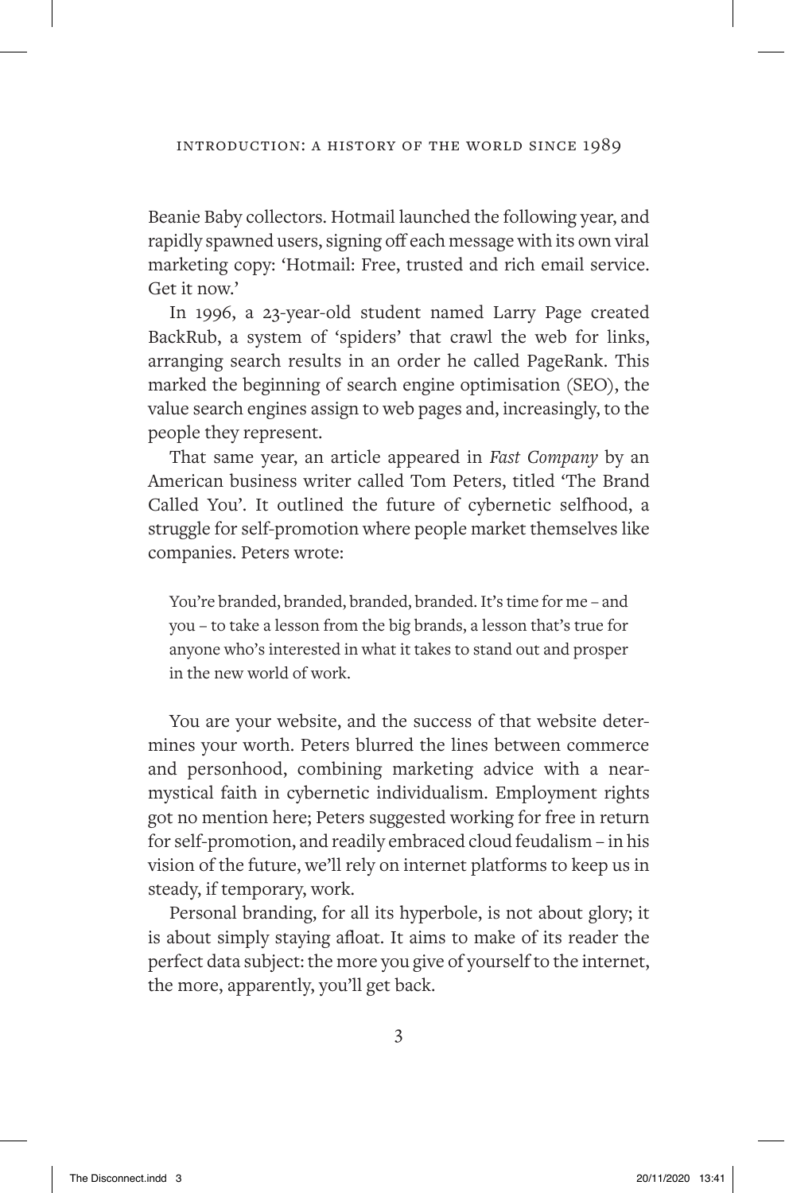Beanie Baby collectors. Hotmail launched the following year, and rapidly spawned users, signing off each message with its own viral marketing copy: 'Hotmail: Free, trusted and rich email service. Get it now.'

In 1996, a 23-year-old student named Larry Page created BackRub, a system of 'spiders' that crawl the web for links, arranging search results in an order he called PageRank. This marked the beginning of search engine optimisation (SEO), the value search engines assign to web pages and, increasingly, to the people they represent.

That same year, an article appeared in *Fast Company* by an American business writer called Tom Peters, titled 'The Brand Called You'. It outlined the future of cybernetic selfhood, a struggle for self-promotion where people market themselves like companies. Peters wrote:

> You're branded, branded, branded, branded. It's time for me – and you – to take a lesson from the big brands, a lesson that's true for anyone who's interested in what it takes to stand out and prosper in the new world of work.

You are your website, and the success of that website determines your worth. Peters blurred the lines between commerce and personhood, combining marketing advice with a near-mystical faith in cybernetic individualism. Employment rights got no mention here; Peters suggested working for free in return for self-promotion, and readily embraced cloud feudalism – in his vision of the future, we'll rely on internet platforms to keep us in steady, if temporary, work.

Personal branding, for all its hyperbole, is not about glory; it is about simply staying afloat. It aims to make of its reader the perfect data subject: the more you give of yourself to the internet, the more, apparently, you'll get back.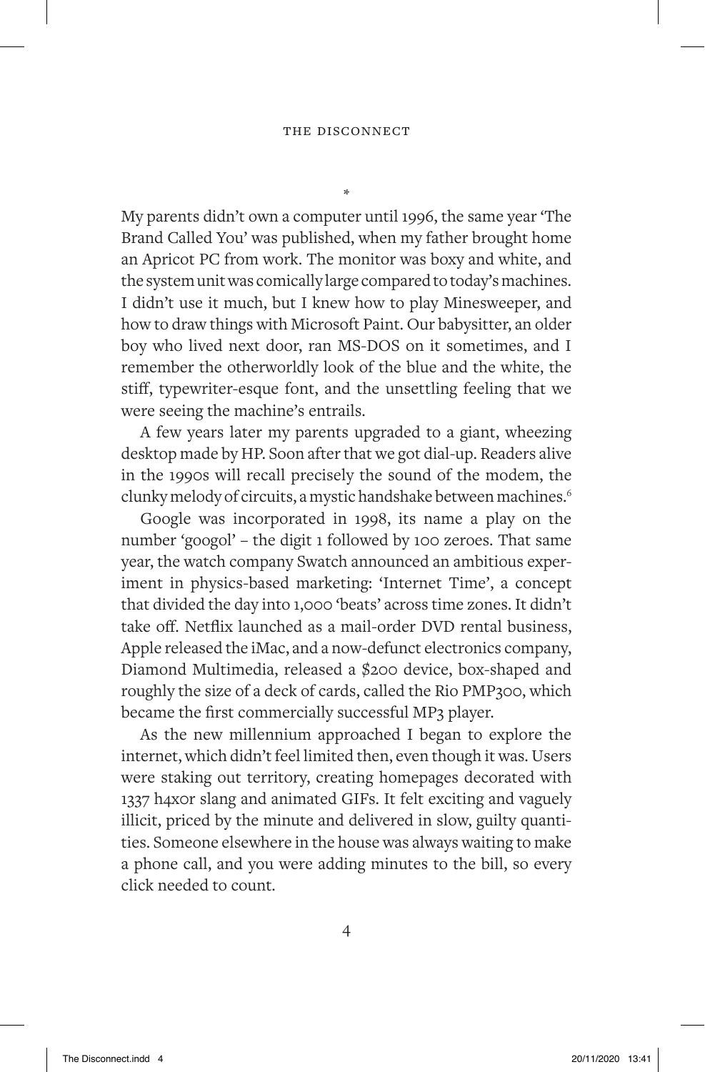*

My parents didn't own a computer until 1996, the same year 'The Brand Called You' was published, when my father brought home an Apricot PC from work. The monitor was boxy and white, and the system unit was comically large compared to today's machines. I didn't use it much, but I knew how to play Minesweeper, and how to draw things with Microsoft Paint. Our babysitter, an older boy who lived next door, ran MS-DOS on it sometimes, and I remember the otherworldly look of the blue and the white, the stiff, typewriter-esque font, and the unsettling feeling that we were seeing the machine's entrails.

A few years later my parents upgraded to a giant, wheezing desktop made by HP. Soon after that we got dial-up. Readers alive in the 1990s will recall precisely the sound of the modem, the clunky melody of circuits, a mystic handshake between machines.[6]

Google was incorporated in 1998, its name a play on the number 'googol' – the digit 1 followed by 100 zeroes. That same year, the watch company Swatch announced an ambitious experiment in physics-based marketing: 'Internet Time', a concept that divided the day into 1,000 'beats' across time zones. It didn't take off. Netflix launched as a mail-order DVD rental business, Apple released the iMac, and a now-defunct electronics company, Diamond Multimedia, released a $200 device, box-shaped and roughly the size of a deck of cards, called the Rio PMP300, which became the first commercially successful MP3 player.

As the new millennium approached I began to explore the internet, which didn't feel limited then, even though it was. Users were staking out territory, creating homepages decorated with 1337 h4x0r slang and animated GIFs. It felt exciting and vaguely illicit, priced by the minute and delivered in slow, guilty quantities. Someone elsewhere in the house was always waiting to make a phone call, and you were adding minutes to the bill, so every click needed to count.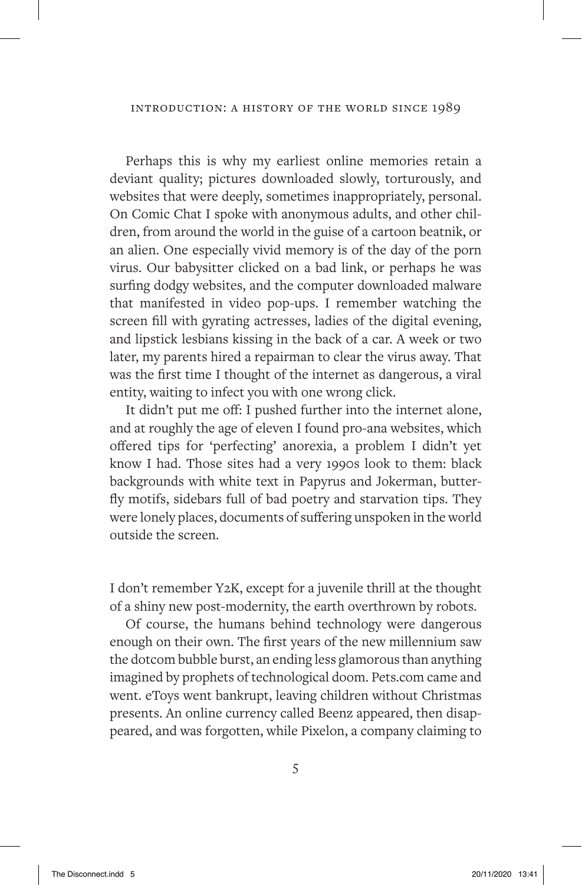Perhaps this is why my earliest online memories retain a deviant quality; pictures downloaded slowly, torturously, and websites that were deeply, sometimes inappropriately, personal. On Comic Chat I spoke with anonymous adults, and other children, from around the world in the guise of a cartoon beatnik, or an alien. One especially vivid memory is of the day of the porn virus. Our babysitter clicked on a bad link, or perhaps he was surfing dodgy websites, and the computer downloaded malware that manifested in video pop-ups. I remember watching the screen fill with gyrating actresses, ladies of the digital evening, and lipstick lesbians kissing in the back of a car. A week or two later, my parents hired a repairman to clear the virus away. That was the first time I thought of the internet as dangerous, a viral entity, waiting to infect you with one wrong click.

It didn't put me off: I pushed further into the internet alone, and at roughly the age of eleven I found pro-ana websites, which offered tips for 'perfecting' anorexia, a problem I didn't yet know I had. Those sites had a very 1990s look to them: black backgrounds with white text in Papyrus and Jokerman, butterfly motifs, sidebars full of bad poetry and starvation tips. They were lonely places, documents of suffering unspoken in the world outside the screen.

I don't remember Y2K, except for a juvenile thrill at the thought of a shiny new post-modernity, the earth overthrown by robots.

Of course, the humans behind technology were dangerous enough on their own. The first years of the new millennium saw the dotcom bubble burst, an ending less glamorous than anything imagined by prophets of technological doom. Pets.com came and went. eToys went bankrupt, leaving children without Christmas presents. An online currency called Beenz appeared, then disappeared, and was forgotten, while Pixelon, a company claiming to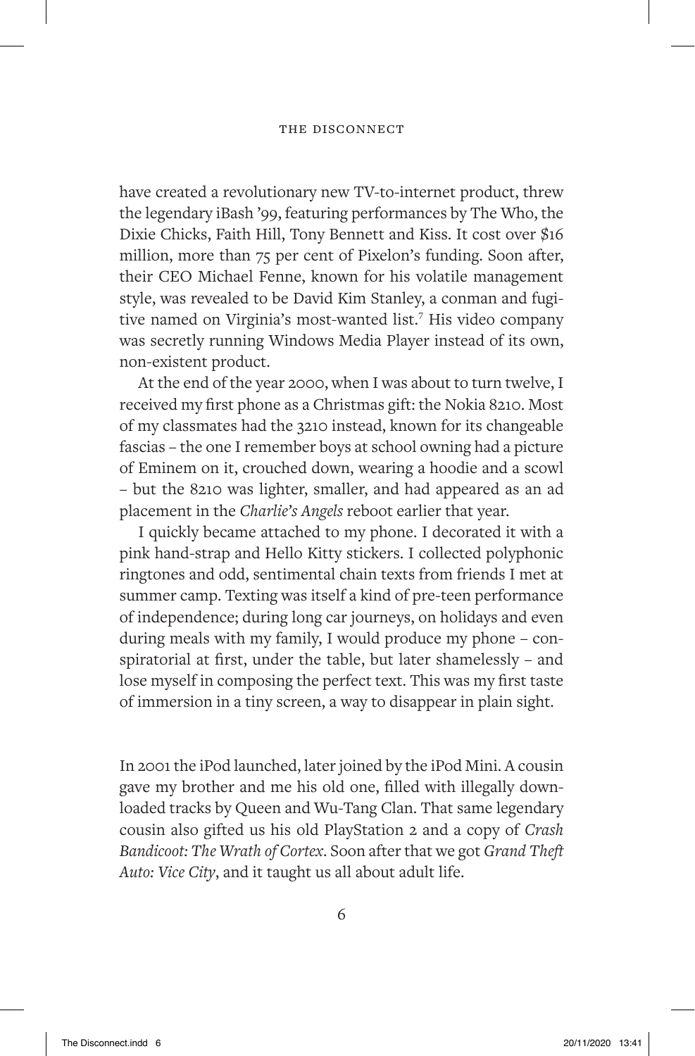have created a revolutionary new TV-to-internet product, threw the legendary iBash '99, featuring performances by The Who, the Dixie Chicks, Faith Hill, Tony Bennett and Kiss. It cost over $16 million, more than 75 per cent of Pixelon's funding. Soon after, their CEO Michael Fenne, known for his volatile management style, was revealed to be David Kim Stanley, a conman and fugitive named on Virginia's most-wanted list.[7] His video company was secretly running Windows Media Player instead of its own, non-existent product.

At the end of the year 2000, when I was about to turn twelve, I received my first phone as a Christmas gift: the Nokia 8210. Most of my classmates had the 3210 instead, known for its changeable fascias – the one I remember boys at school owning had a picture of Eminem on it, crouched down, wearing a hoodie and a scowl – but the 8210 was lighter, smaller, and had appeared as an ad placement in the *Charlie's Angels* reboot earlier that year.

I quickly became attached to my phone. I decorated it with a pink hand-strap and Hello Kitty stickers. I collected polyphonic ringtones and odd, sentimental chain texts from friends I met at summer camp. Texting was itself a kind of pre-teen performance of independence; during long car journeys, on holidays and even during meals with my family, I would produce my phone – conspiratorial at first, under the table, but later shamelessly – and lose myself in composing the perfect text. This was my first taste of immersion in a tiny screen, a way to disappear in plain sight.

In 2001 the iPod launched, later joined by the iPod Mini. A cousin gave my brother and me his old one, filled with illegally downloaded tracks by Queen and Wu-Tang Clan. That same legendary cousin also gifted us his old PlayStation 2 and a copy of *Crash Bandicoot: The Wrath of Cortex*. Soon after that we got *Grand Theft Auto: Vice City*, and it taught us all about adult life.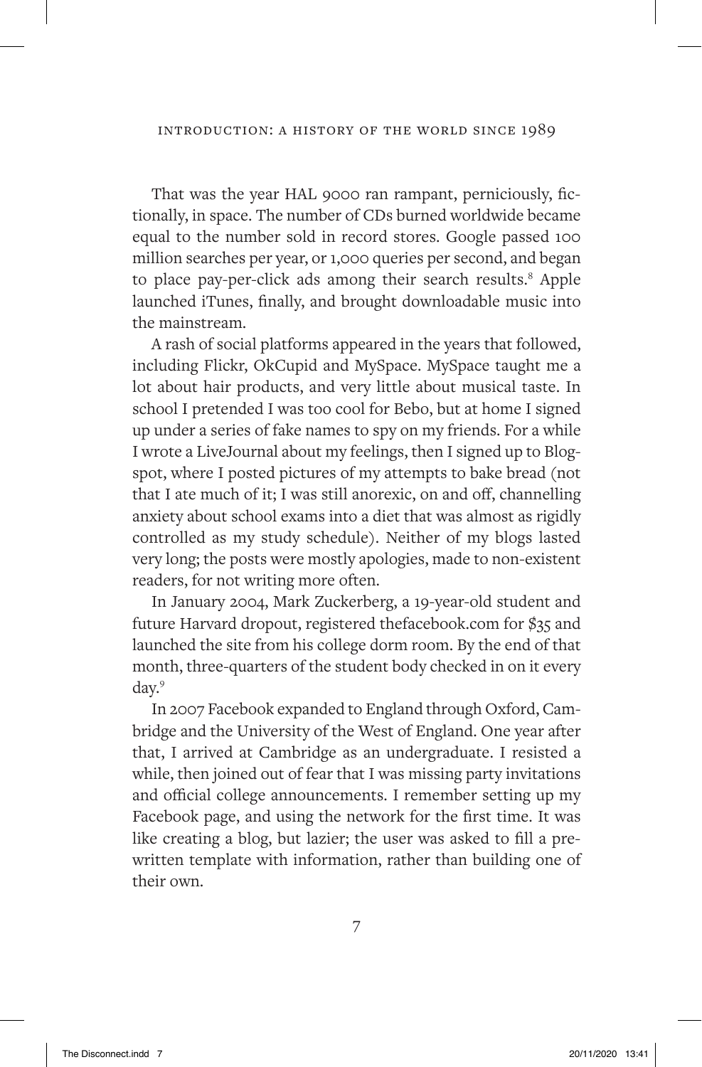That was the year HAL 9000 ran rampant, perniciously, fictionally, in space. The number of CDs burned worldwide became equal to the number sold in record stores. Google passed 100 million searches per year, or 1,000 queries per second, and began to place pay-per-click ads among their search results.[8] Apple launched iTunes, finally, and brought downloadable music into the mainstream.

A rash of social platforms appeared in the years that followed, including Flickr, OkCupid and MySpace. MySpace taught me a lot about hair products, and very little about musical taste. In school I pretended I was too cool for Bebo, but at home I signed up under a series of fake names to spy on my friends. For a while I wrote a LiveJournal about my feelings, then I signed up to Blogspot, where I posted pictures of my attempts to bake bread (not that I ate much of it; I was still anorexic, on and off, channelling anxiety about school exams into a diet that was almost as rigidly controlled as my study schedule). Neither of my blogs lasted very long; the posts were mostly apologies, made to non-existent readers, for not writing more often.

In January 2004, Mark Zuckerberg, a 19-year-old student and future Harvard dropout, registered thefacebook.com for $35 and launched the site from his college dorm room. By the end of that month, three-quarters of the student body checked in on it every day.[9]

In 2007 Facebook expanded to England through Oxford, Cambridge and the University of the West of England. One year after that, I arrived at Cambridge as an undergraduate. I resisted a while, then joined out of fear that I was missing party invitations and official college announcements. I remember setting up my Facebook page, and using the network for the first time. It was like creating a blog, but lazier; the user was asked to fill a prewritten template with information, rather than building one of their own.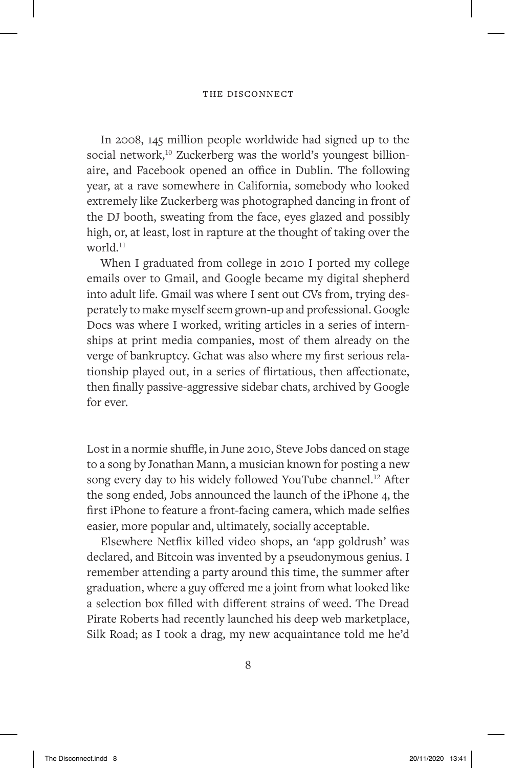In 2008, 145 million people worldwide had signed up to the social network,[10] Zuckerberg was the world's youngest billionaire, and Facebook opened an office in Dublin. The following year, at a rave somewhere in California, somebody who looked extremely like Zuckerberg was photographed dancing in front of the DJ booth, sweating from the face, eyes glazed and possibly high, or, at least, lost in rapture at the thought of taking over the world.[11]

When I graduated from college in 2010 I ported my college emails over to Gmail, and Google became my digital shepherd into adult life. Gmail was where I sent out CVs from, trying desperately to make myself seem grown-up and professional. Google Docs was where I worked, writing articles in a series of internships at print media companies, most of them already on the verge of bankruptcy. Gchat was also where my first serious relationship played out, in a series of flirtatious, then affectionate, then finally passive-aggressive sidebar chats, archived by Google for ever.

Lost in a normie shuffle, in June 2010, Steve Jobs danced on stage to a song by Jonathan Mann, a musician known for posting a new song every day to his widely followed YouTube channel.[12] After the song ended, Jobs announced the launch of the iPhone 4, the first iPhone to feature a front-facing camera, which made selfies easier, more popular and, ultimately, socially acceptable.

Elsewhere Netflix killed video shops, an 'app goldrush' was declared, and Bitcoin was invented by a pseudonymous genius. I remember attending a party around this time, the summer after graduation, where a guy offered me a joint from what looked like a selection box filled with different strains of weed. The Dread Pirate Roberts had recently launched his deep web marketplace, Silk Road; as I took a drag, my new acquaintance told me he'd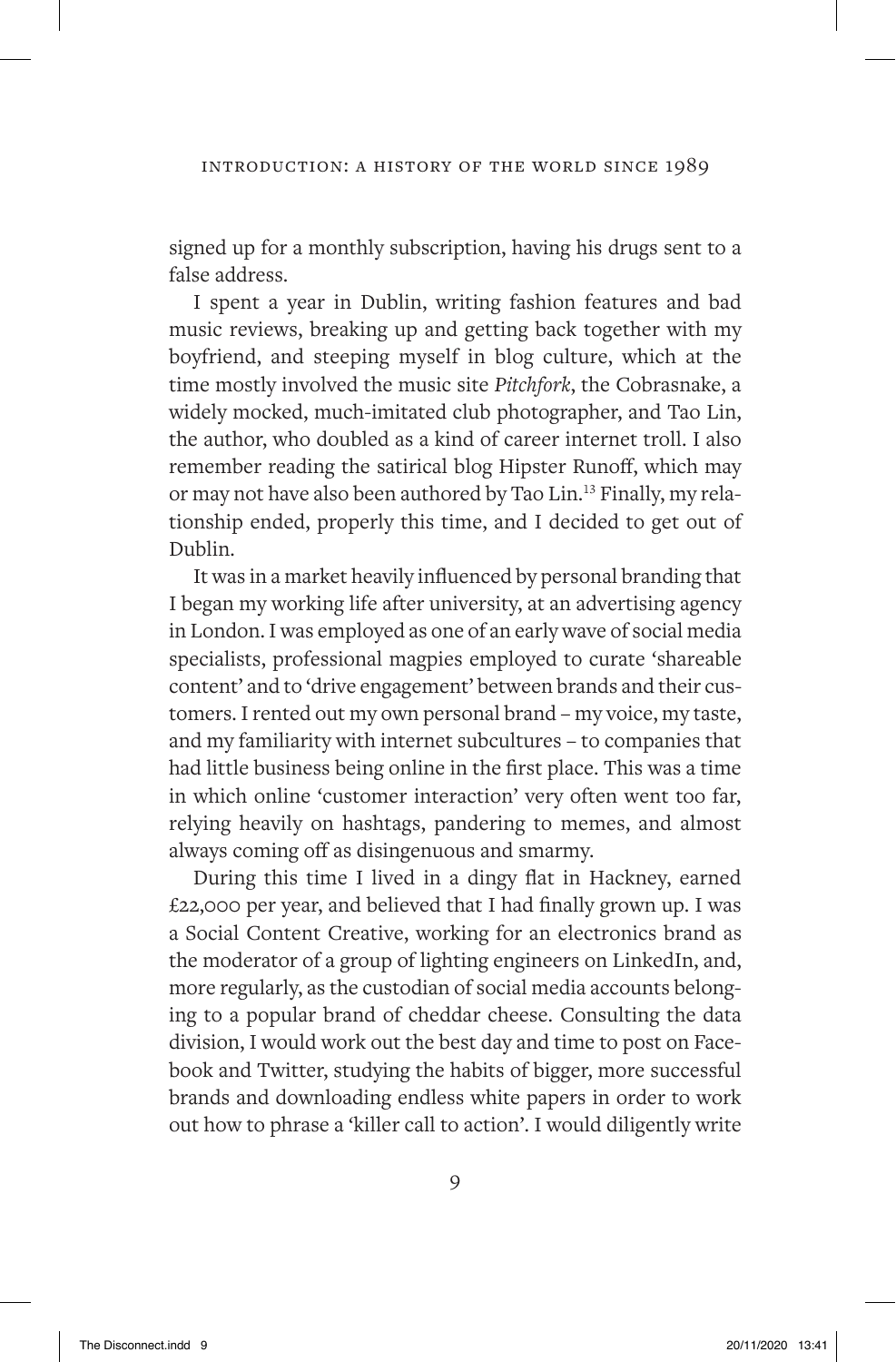signed up for a monthly subscription, having his drugs sent to a false address.

I spent a year in Dublin, writing fashion features and bad music reviews, breaking up and getting back together with my boyfriend, and steeping myself in blog culture, which at the time mostly involved the music site *Pitchfork*, the Cobrasnake, a widely mocked, much-imitated club photographer, and Tao Lin, the author, who doubled as a kind of career internet troll. I also remember reading the satirical blog Hipster Runoff, which may or may not have also been authored by Tao Lin.[13] Finally, my relationship ended, properly this time, and I decided to get out of Dublin.

It was in a market heavily influenced by personal branding that I began my working life after university, at an advertising agency in London. I was employed as one of an early wave of social media specialists, professional magpies employed to curate 'shareable content' and to 'drive engagement' between brands and their customers. I rented out my own personal brand – my voice, my taste, and my familiarity with internet subcultures – to companies that had little business being online in the first place. This was a time in which online 'customer interaction' very often went too far, relying heavily on hashtags, pandering to memes, and almost always coming off as disingenuous and smarmy.

During this time I lived in a dingy flat in Hackney, earned £22,000 per year, and believed that I had finally grown up. I was a Social Content Creative, working for an electronics brand as the moderator of a group of lighting engineers on LinkedIn, and, more regularly, as the custodian of social media accounts belonging to a popular brand of cheddar cheese. Consulting the data division, I would work out the best day and time to post on Facebook and Twitter, studying the habits of bigger, more successful brands and downloading endless white papers in order to work out how to phrase a 'killer call to action'. I would diligently write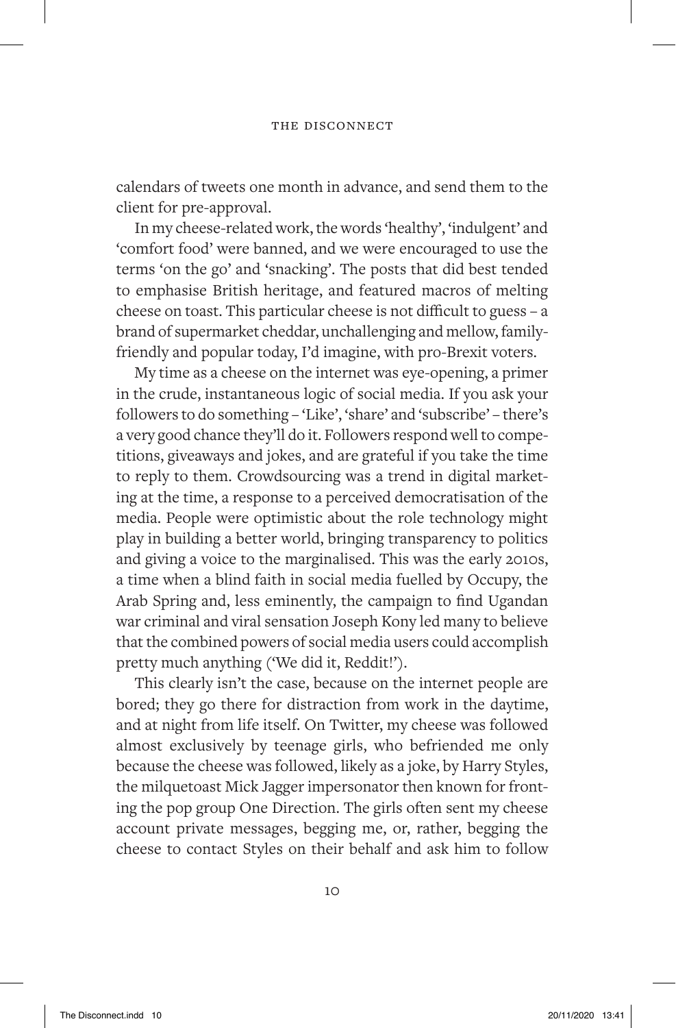calendars of tweets one month in advance, and send them to the client for pre-approval.

In my cheese-related work, the words 'healthy', 'indulgent' and 'comfort food' were banned, and we were encouraged to use the terms 'on the go' and 'snacking'. The posts that did best tended to emphasise British heritage, and featured macros of melting cheese on toast. This particular cheese is not difficult to guess – a brand of supermarket cheddar, unchallenging and mellow, family-friendly and popular today, I'd imagine, with pro-Brexit voters.

My time as a cheese on the internet was eye-opening, a primer in the crude, instantaneous logic of social media. If you ask your followers to do something – 'Like', 'share' and 'subscribe' – there's a very good chance they'll do it. Followers respond well to competitions, giveaways and jokes, and are grateful if you take the time to reply to them. Crowdsourcing was a trend in digital marketing at the time, a response to a perceived democratisation of the media. People were optimistic about the role technology might play in building a better world, bringing transparency to politics and giving a voice to the marginalised. This was the early 2010s, a time when a blind faith in social media fuelled by Occupy, the Arab Spring and, less eminently, the campaign to find Ugandan war criminal and viral sensation Joseph Kony led many to believe that the combined powers of social media users could accomplish pretty much anything ('We did it, Reddit!').

This clearly isn't the case, because on the internet people are bored; they go there for distraction from work in the daytime, and at night from life itself. On Twitter, my cheese was followed almost exclusively by teenage girls, who befriended me only because the cheese was followed, likely as a joke, by Harry Styles, the milquetoast Mick Jagger impersonator then known for fronting the pop group One Direction. The girls often sent my cheese account private messages, begging me, or, rather, begging the cheese to contact Styles on their behalf and ask him to follow